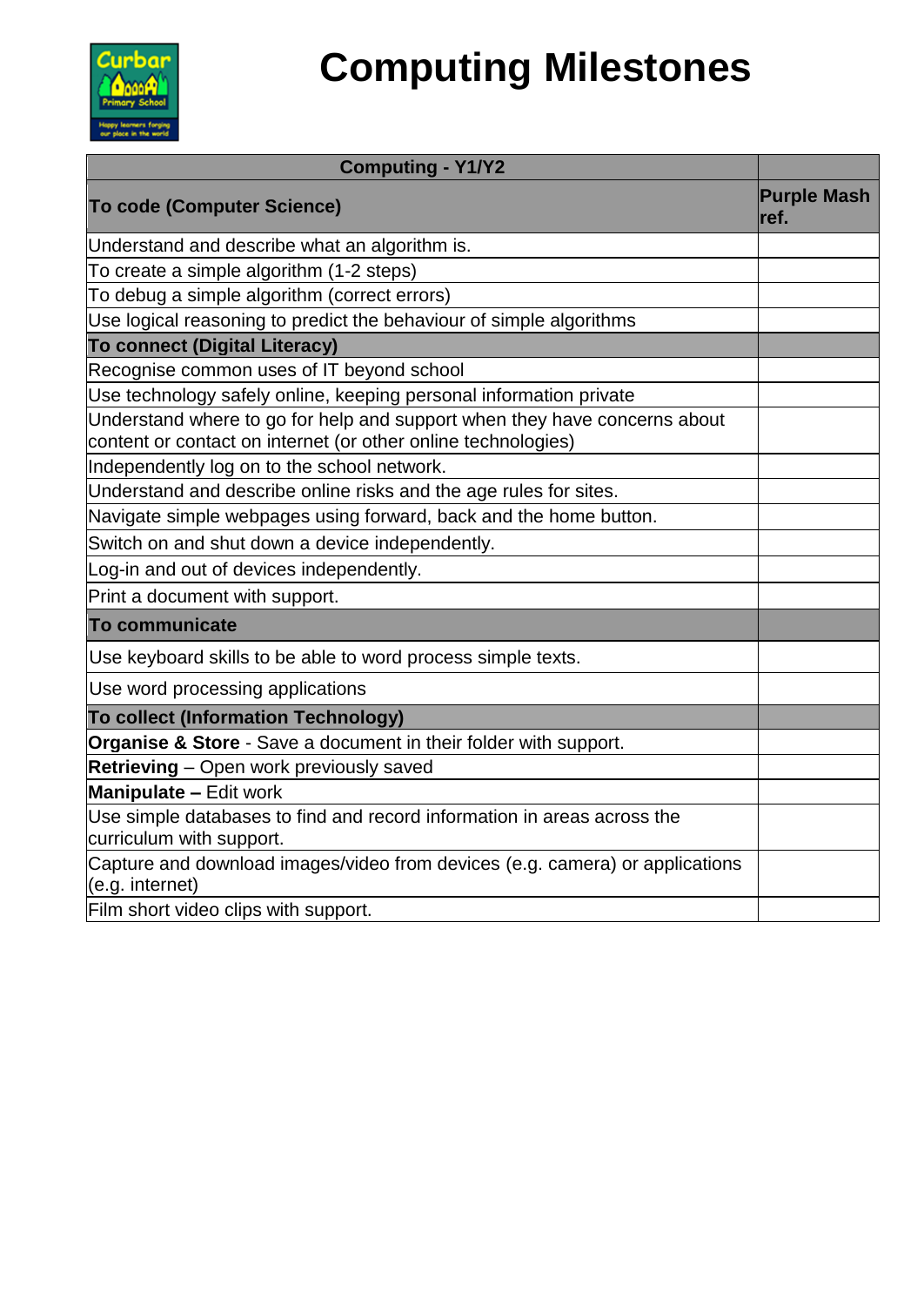# Computing Milestones

| Computing - Y1/Y2 | |
|---|---|
| **To code (Computer Science)** | **Purple Mash ref.** |
| Understand and describe what an algorithm is. | |
| To create a simple algorithm (1-2 steps) | |
| To debug a simple algorithm (correct errors) | |
| Use logical reasoning to predict the behaviour of simple algorithms | |
| **To connect (Digital Literacy)** | |
| Recognise common uses of IT beyond school | |
| Use technology safely online, keeping personal information private | |
| Understand where to go for help and support when they have concerns about content or contact on internet (or other online technologies) | |
| Independently log on to the school network. | |
| Understand and describe online risks and the age rules for sites. | |
| Navigate simple webpages using forward, back and the home button. | |
| Switch on and shut down a device independently. | |
| Log-in and out of devices independently. | |
| Print a document with support. | |
| **To communicate** | |
| Use keyboard skills to be able to word process simple texts. | |
| Use word processing applications | |
| **To collect (Information Technology)** | |
| **Organise & Store** - Save a document in their folder with support. | |
| **Retrieving** – Open work previously saved | |
| **Manipulate –** Edit work | |
| Use simple databases to find and record information in areas across the curriculum with support. | |
| Capture and download images/video from devices (e.g. camera) or applications (e.g. internet) | |
| Film short video clips with support. | |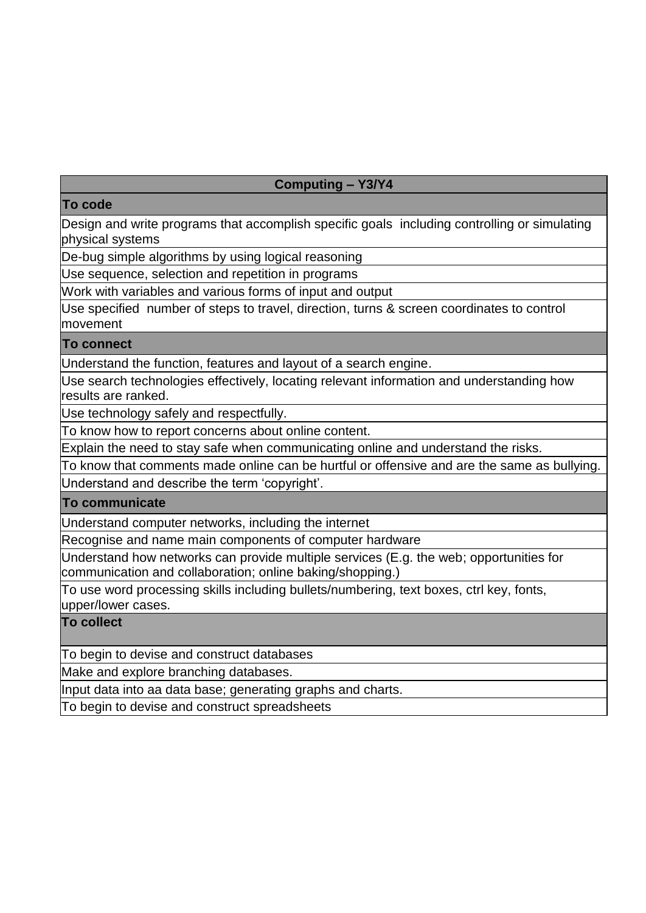| Computing – Y3/Y4 |
|---|
| **To code** |
| Design and write programs that accomplish specific goals including controlling or simulating physical systems |
| De-bug simple algorithms by using logical reasoning |
| Use sequence, selection and repetition in programs |
| Work with variables and various forms of input and output |
| Use specified number of steps to travel, direction, turns & screen coordinates to control movement |
| **To connect** |
| Understand the function, features and layout of a search engine. |
| Use search technologies effectively, locating relevant information and understanding how results are ranked. |
| Use technology safely and respectfully. |
| To know how to report concerns about online content. |
| Explain the need to stay safe when communicating online and understand the risks. |
| To know that comments made online can be hurtful or offensive and are the same as bullying. |
| Understand and describe the term ‘copyright’. |
| **To communicate** |
| Understand computer networks, including the internet |
| Recognise and name main components of computer hardware |
| Understand how networks can provide multiple services (E.g. the web; opportunities for communication and collaboration; online baking/shopping.) |
| To use word processing skills including bullets/numbering, text boxes, ctrl key, fonts, upper/lower cases. |
| **To collect** |
| To begin to devise and construct databases |
| Make and explore branching databases. |
| Input data into aa data base; generating graphs and charts. |
| To begin to devise and construct spreadsheets |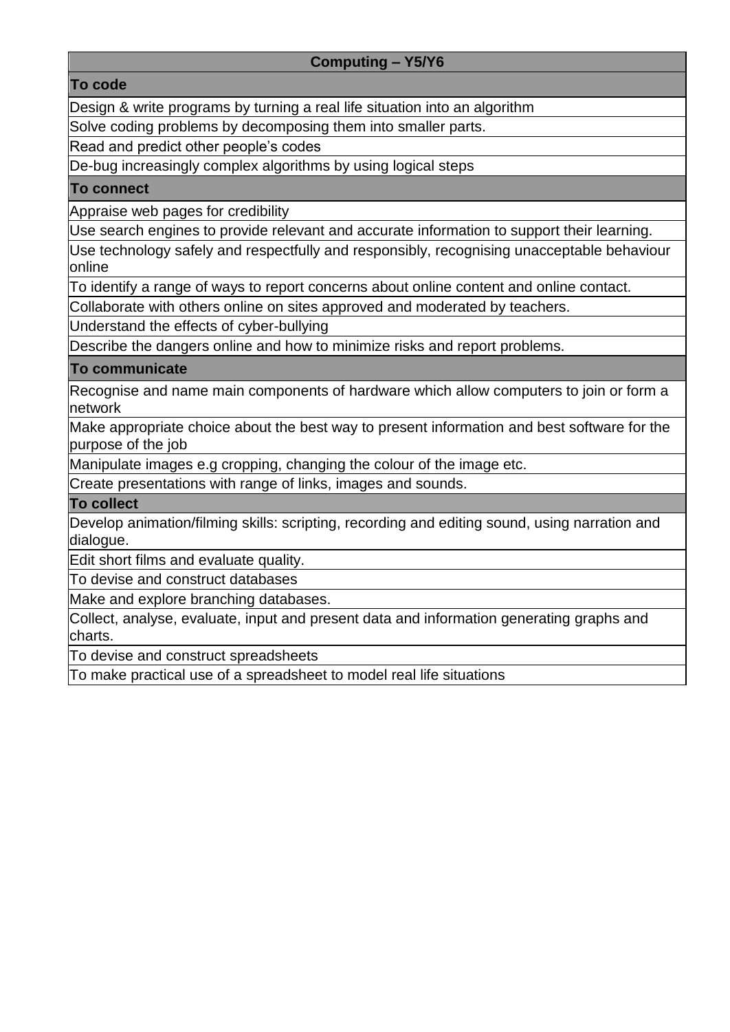| Computing – Y5/Y6 |
| --- |
| **To code** |
| Design & write programs by turning a real life situation into an algorithm |
| Solve coding problems by decomposing them into smaller parts. |
| Read and predict other people's codes |
| De-bug increasingly complex algorithms by using logical steps |
| **To connect** |
| Appraise web pages for credibility |
| Use search engines to provide relevant and accurate information to support their learning. |
| Use technology safely and respectfully and responsibly, recognising unacceptable behaviour online |
| To identify a range of ways to report concerns about online content and online contact. |
| Collaborate with others online on sites approved and moderated by teachers. |
| Understand the effects of cyber-bullying |
| Describe the dangers online and how to minimize risks and report problems. |
| **To communicate** |
| Recognise and name main components of hardware which allow computers to join or form a network |
| Make appropriate choice about the best way to present information and best software for the purpose of the job |
| Manipulate images e.g cropping, changing the colour of the image etc. |
| Create presentations with range of links, images and sounds. |
| **To collect** |
| Develop animation/filming skills: scripting, recording and editing sound, using narration and dialogue. |
| Edit short films and evaluate quality. |
| To devise and construct databases |
| Make and explore branching databases. |
| Collect, analyse, evaluate, input and present data and information generating graphs and charts. |
| To devise and construct spreadsheets |
| To make practical use of a spreadsheet to model real life situations |